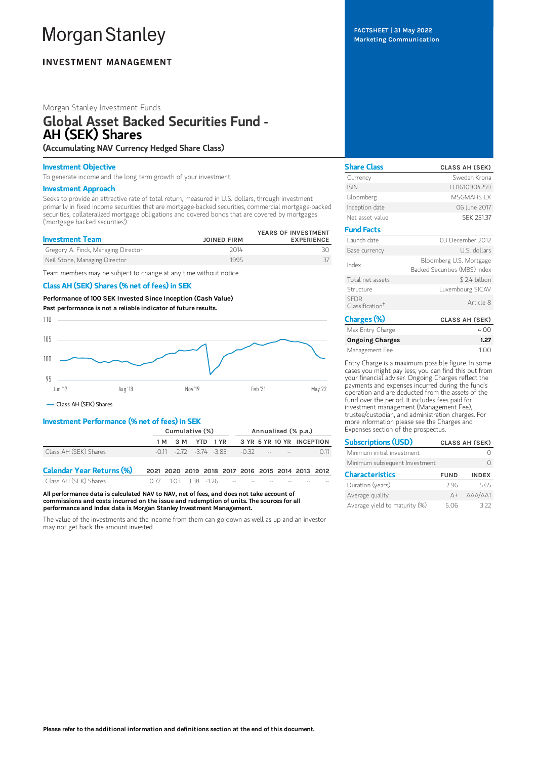# Morgan Stanley

**INVESTMENT MANAGEMENT**

FACTSHEET | 31 May 2022
Marketing Communication

Morgan Stanley Investment Funds

## Global Asset Backed Securities Fund - AH (SEK) Shares

**(Accumulating NAV Currency Hedged Share Class)**

### Investment Objective

To generate income and the long term growth of your investment.

### Investment Approach

Seeks to provide an attractive rate of total return, measured in U.S. dollars, through investment primarily in fixed income securities that are mortgage-backed securities, commercial mortgage-backed securities, collateralized mortgage obligations and covered bonds that are covered by mortgages ('mortgage backed securities').

| Investment Team | JOINED FIRM | YEARS OF INVESTMENT EXPERIENCE |
|---|---|---|
| Gregory A. Finck, Managing Director | 2014 | 30 |
| Neil Stone, Managing Director | 1995 | 37 |

Team members may be subject to change at any time without notice.

### Class AH (SEK) Shares (% net of fees) in SEK

**Performance of 100 SEK Invested Since Inception (Cash Value)**

**Past performance is not a reliable indicator of future results.**

— Class AH (SEK) Shares

### Investment Performance (% net of fees) in SEK

| | Cumulative (%) | | | | Annualised (% p.a.) | | | |
|---|---|---|---|---|---|---|---|---|
| | 1 M | 3 M | YTD | 1 YR | 3 YR | 5 YR | 10 YR | INCEPTION |
| Class AH (SEK) Shares | -0.11 | -2.72 | -3.74 | -3.85 | -0.32 | -- | -- | 0.11 |

| Calendar Year Returns (%) | 2021 | 2020 | 2019 | 2018 | 2017 | 2016 | 2015 | 2014 | 2013 | 2012 |
|---|---|---|---|---|---|---|---|---|---|---|
| Class AH (SEK) Shares | 0.77 | 1.03 | 3.38 | -1.26 | -- | -- | -- | -- | -- | -- |

**All performance data is calculated NAV to NAV, net of fees, and does not take account of commissions and costs incurred on the issue and redemption of units. The sources for all performance and Index data is Morgan Stanley Investment Management.**

The value of the investments and the income from them can go down as well as up and an investor may not get back the amount invested.

| Share Class | CLASS AH (SEK) |
|---|---|
| Currency | Sweden Krona |
| ISIN | LU1610904259 |
| Bloomberg | MSGMAHS LX |
| Inception date | 06 June 2017 |
| Net asset value | SEK 251.37 |

| Fund Facts | |
|---|---|
| Launch date | 03 December 2012 |
| Base currency | U.S. dollars |
| Index | Bloomberg U.S. Mortgage Backed Securities (MBS) Index |
| Total net assets | $ 2.4 billion |
| Structure | Luxembourg SICAV |
| SFDR Classification† | Article 8 |

| Charges (%) | CLASS AH (SEK) |
|---|---|
| Max Entry Charge | 4.00 |
| **Ongoing Charges** | **1.27** |
| Management Fee | 1.00 |

Entry Charge is a maximum possible figure. In some cases you might pay less, you can find this out from your financial adviser. Ongoing Charges reflect the payments and expenses incurred during the fund's operation and are deducted from the assets of the fund over the period. It includes fees paid for investment management (Management Fee), trustee/custodian, and administration charges. For more information please see the Charges and Expenses section of the prospectus.

| Subscriptions (USD) | CLASS AH (SEK) |
|---|---|
| Minimum initial investment | 0 |
| Minimum subsequent Investment | 0 |

| Characteristics | FUND | INDEX |
|---|---|---|
| Duration (years) | 2.96 | 5.65 |
| Average quality | A+ | AAA/AA1 |
| Average yield to maturity (%) | 5.06 | 3.22 |

**Please refer to the additional information and definitions section at the end of this document.**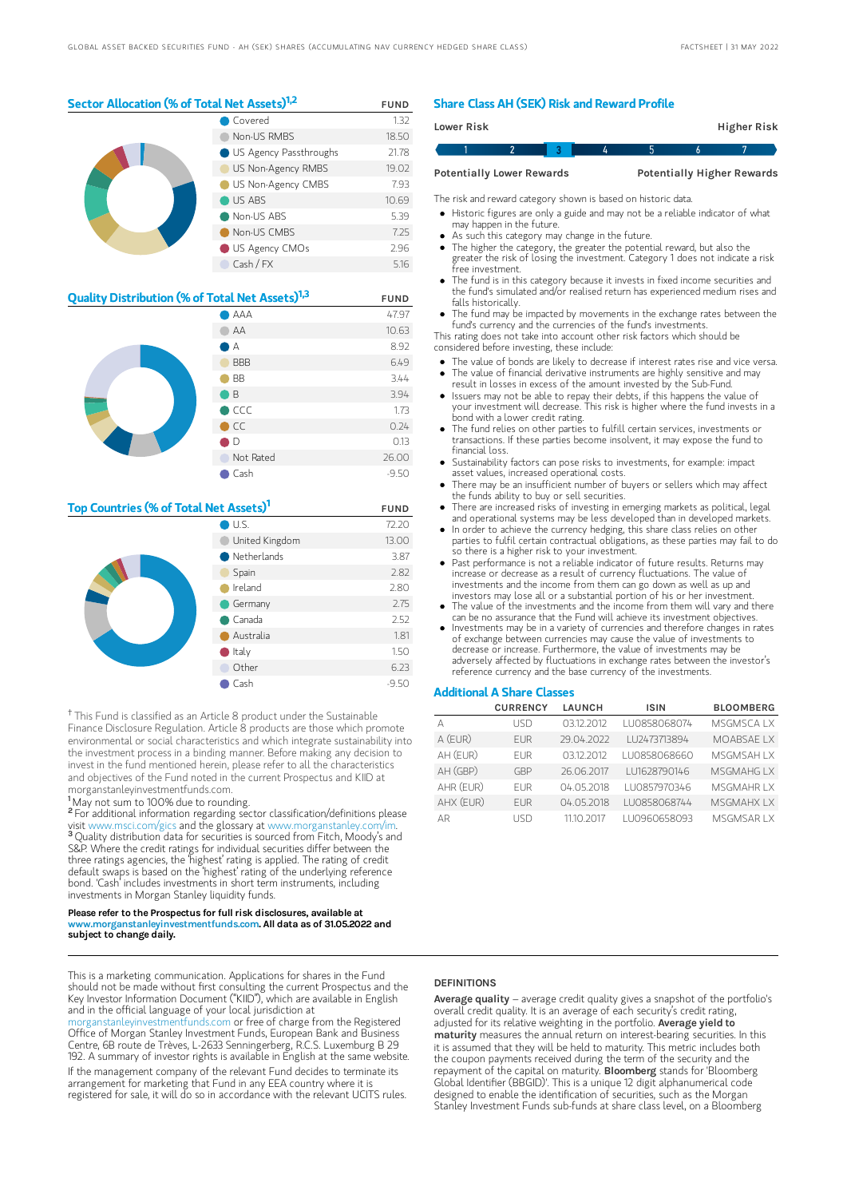## Sector Allocation (% of Total Net Assets)[1,2]

| | FUND |
|---|---|
| Covered | 1.32 |
| Non-US RMBS | 18.50 |
| US Agency Passthroughs | 21.78 |
| US Non-Agency RMBS | 19.02 |
| US Non-Agency CMBS | 7.93 |
| US ABS | 10.69 |
| Non-US ABS | 5.39 |
| Non-US CMBS | 7.25 |
| US Agency CMOs | 2.96 |
| Cash / FX | 5.16 |

## Quality Distribution (% of Total Net Assets)[1,3]

| | FUND |
|---|---|
| AAA | 47.97 |
| AA | 10.63 |
| A | 8.92 |
| BBB | 6.49 |
| BB | 3.44 |
| B | 3.94 |
| CCC | 1.73 |
| CC | 0.24 |
| D | 0.13 |
| Not Rated | 26.00 |
| Cash | -9.50 |

## Top Countries (% of Total Net Assets)[1]

| | FUND |
|---|---|
| U.S. | 72.20 |
| United Kingdom | 13.00 |
| Netherlands | 3.87 |
| Spain | 2.82 |
| Ireland | 2.80 |
| Germany | 2.75 |
| Canada | 2.52 |
| Australia | 1.81 |
| Italy | 1.50 |
| Other | 6.23 |
| Cash | -9.50 |

† This Fund is classified as an Article 8 product under the Sustainable Finance Disclosure Regulation. Article 8 products are those which promote environmental or social characteristics and which integrate sustainability into the investment process in a binding manner. Before making any decision to invest in the fund mentioned herein, please refer to all the characteristics and objectives of the Fund noted in the current Prospectus and KIID at morganstanleyinvestmentfunds.com.

[1] May not sum to 100% due to rounding.

[2] For additional information regarding sector classification/definitions please visit www.msci.com/gics and the glossary at www.morganstanley.com/im.

[3] Quality distribution data for securities is sourced from Fitch, Moody's and S&P. Where the credit ratings for individual securities differ between the three ratings agencies, the 'highest' rating is applied. The rating of credit default swaps is based on the 'highest' rating of the underlying reference bond. 'Cash' includes investments in short term instruments, including investments in Morgan Stanley liquidity funds.

**Please refer to the Prospectus for full risk disclosures, available at www.morganstanleyinvestmentfunds.com. All data as of 31.05.2022 and subject to change daily.**

## Share Class AH (SEK) Risk and Reward Profile

| Lower Risk | | | | | | Higher Risk |
|---|---|---|---|---|---|---|
| 1 | 2 | **3** | 4 | 5 | 6 | 7 |
| Potentially Lower Rewards | | | | | | Potentially Higher Rewards |

The risk and reward category shown is based on historic data.

- Historic figures are only a guide and may not be a reliable indicator of what may happen in the future.
- As such this category may change in the future.
- The higher the category, the greater the potential reward, but also the greater the risk of losing the investment. Category 1 does not indicate a risk free investment.
- The fund is in this category because it invests in fixed income securities and the fund's simulated and/or realised return has experienced medium rises and falls historically.
- The fund may be impacted by movements in the exchange rates between the fund's currency and the currencies of the fund's investments.

This rating does not take into account other risk factors which should be considered before investing, these include:

- The value of bonds are likely to decrease if interest rates rise and vice versa.
- The value of financial derivative instruments are highly sensitive and may result in losses in excess of the amount invested by the Sub-Fund.
- Issuers may not be able to repay their debts, if this happens the value of your investment will decrease. This risk is higher where the fund invests in a bond with a lower credit rating.
- The fund relies on other parties to fulfill certain services, investments or transactions. If these parties become insolvent, it may expose the fund to financial loss.
- Sustainability factors can pose risks to investments, for example: impact asset values, increased operational costs.
- There may be an insufficient number of buyers or sellers which may affect the funds ability to buy or sell securities.
- There are increased risks of investing in emerging markets as political, legal and operational systems may be less developed than in developed markets.
- In order to achieve the currency hedging, this share class relies on other parties to fulfil certain contractual obligations, as these parties may fail to do so there is a higher risk to your investment.
- Past performance is not a reliable indicator of future results. Returns may increase or decrease as a result of currency fluctuations. The value of investments and the income from them can go down as well as up and investors may lose all or a substantial portion of his or her investment.
- The value of the investments and the income from them will vary and there can be no assurance that the Fund will achieve its investment objectives.
- Investments may be in a variety of currencies and therefore changes in rates of exchange between currencies may cause the value of investments to decrease or increase. Furthermore, the value of investments may be adversely affected by fluctuations in exchange rates between the investor's reference currency and the base currency of the investments.

## Additional A Share Classes

| | CURRENCY | LAUNCH | ISIN | BLOOMBERG |
|---|---|---|---|---|
| A | USD | 03.12.2012 | LU0858068074 | MSGMSCA LX |
| A (EUR) | EUR | 29.04.2022 | LU2473713894 | MOABSAE LX |
| AH (EUR) | EUR | 03.12.2012 | LU0858068660 | MSGMSAH LX |
| AH (GBP) | GBP | 26.06.2017 | LU1628790146 | MSGMAHG LX |
| AHR (EUR) | EUR | 04.05.2018 | LU0857970346 | MSGMAHR LX |
| AHX (EUR) | EUR | 04.05.2018 | LU0858068744 | MSGMAHX LX |
| AR | USD | 11.10.2017 | LU0960658093 | MSGMSAR LX |

This is a marketing communication. Applications for shares in the Fund should not be made without first consulting the current Prospectus and the Key Investor Information Document ("KIID"), which are available in English and in the official language of your local jurisdiction at morganstanleyinvestmentfunds.com or free of charge from the Registered Office of Morgan Stanley Investment Funds, European Bank and Business Centre, 6B route de Trèves, L-2633 Senningerberg, R.C.S. Luxemburg B 29 192. A summary of investor rights is available in English at the same website.

If the management company of the relevant Fund decides to terminate its arrangement for marketing that Fund in any EEA country where it is registered for sale, it will do so in accordance with the relevant UCITS rules.

### DEFINITIONS

**Average quality** – average credit quality gives a snapshot of the portfolio's overall credit quality. It is an average of each security's credit rating, adjusted for its relative weighting in the portfolio. **Average yield to maturity** measures the annual return on interest-bearing securities. In this it is assumed that they will be held to maturity. This metric includes both the coupon payments received during the term of the security and the repayment of the capital on maturity. **Bloomberg** stands for 'Bloomberg Global Identifier (BBGID)'. This is a unique 12 digit alphanumerical code designed to enable the identification of securities, such as the Morgan Stanley Investment Funds sub-funds at share class level, on a Bloomberg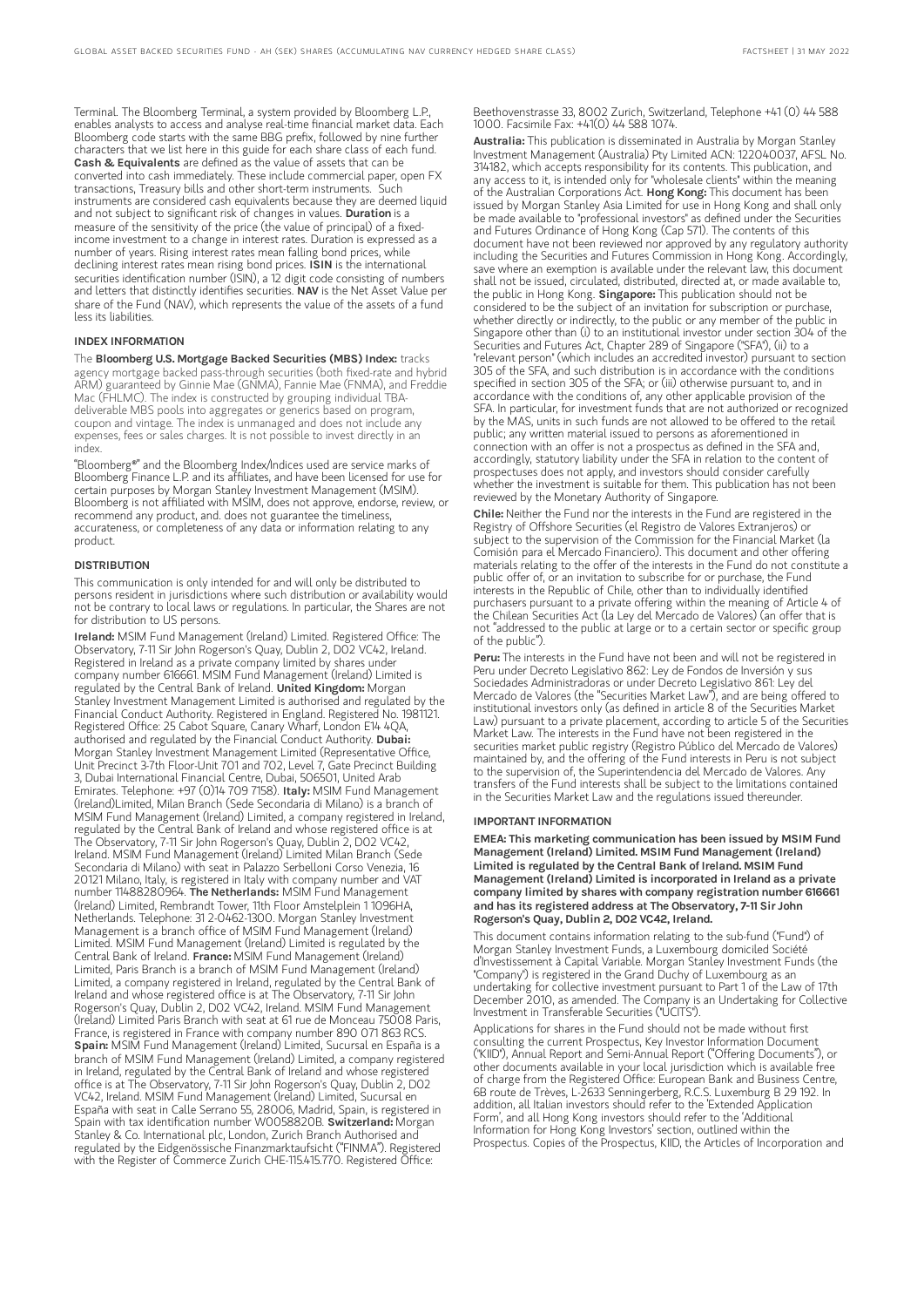Terminal. The Bloomberg Terminal, a system provided by Bloomberg L.P., enables analysts to access and analyse real-time financial market data. Each Bloomberg code starts with the same BBG prefix, followed by nine further characters that we list here in this guide for each share class of each fund. **Cash & Equivalents** are defined as the value of assets that can be converted into cash immediately. These include commercial paper, open FX transactions, Treasury bills and other short-term instruments. Such instruments are considered cash equivalents because they are deemed liquid and not subject to significant risk of changes in values. **Duration** is a measure of the sensitivity of the price (the value of principal) of a fixed-income investment to a change in interest rates. Duration is expressed as a number of years. Rising interest rates mean falling bond prices, while declining interest rates mean rising bond prices. **ISIN** is the international securities identification number (ISIN), a 12 digit code consisting of numbers and letters that distinctly identifies securities. **NAV** is the Net Asset Value per share of the Fund (NAV), which represents the value of the assets of a fund less its liabilities.

## INDEX INFORMATION

The **Bloomberg U.S. Mortgage Backed Securities (MBS) Index:** tracks agency mortgage backed pass-through securities (both fixed-rate and hybrid ARM) guaranteed by Ginnie Mae (GNMA), Fannie Mae (FNMA), and Freddie Mac (FHLMC). The index is constructed by grouping individual TBA-deliverable MBS pools into aggregates or generics based on program, coupon and vintage. The index is unmanaged and does not include any expenses, fees or sales charges. It is not possible to invest directly in an index.

"Bloomberg®" and the Bloomberg Index/Indices used are service marks of Bloomberg Finance L.P. and its affiliates, and have been licensed for use for certain purposes by Morgan Stanley Investment Management (MSIM). Bloomberg is not affiliated with MSIM, does not approve, endorse, review, or recommend any product, and. does not guarantee the timeliness, accurateness, or completeness of any data or information relating to any product.

## DISTRIBUTION

This communication is only intended for and will only be distributed to persons resident in jurisdictions where such distribution or availability would not be contrary to local laws or regulations. In particular, the Shares are not for distribution to US persons.

**Ireland:** MSIM Fund Management (Ireland) Limited. Registered Office: The Observatory, 7-11 Sir John Rogerson's Quay, Dublin 2, D02 VC42, Ireland. Registered in Ireland as a private company limited by shares under company number 616661. MSIM Fund Management (Ireland) Limited is regulated by the Central Bank of Ireland. **United Kingdom:** Morgan Stanley Investment Management Limited is authorised and regulated by the Financial Conduct Authority. Registered in England. Registered No. 1981121. Registered Office: 25 Cabot Square, Canary Wharf, London E14 4QA, authorised and regulated by the Financial Conduct Authority. **Dubai:** Morgan Stanley Investment Management Limited (Representative Office, Unit Precinct 3-7th Floor-Unit 701 and 702, Level 7, Gate Precinct Building 3, Dubai International Financial Centre, Dubai, 506501, United Arab Emirates. Telephone: +97 (0)14 709 7158). **Italy:** MSIM Fund Management (Ireland)Limited, Milan Branch (Sede Secondaria di Milano) is a branch of MSIM Fund Management (Ireland) Limited, a company registered in Ireland, regulated by the Central Bank of Ireland and whose registered office is at The Observatory, 7-11 Sir John Rogerson's Quay, Dublin 2, D02 VC42, Ireland. MSIM Fund Management (Ireland) Limited Milan Branch (Sede Secondaria di Milano) with seat in Palazzo Serbelloni Corso Venezia, 16 20121 Milano, Italy, is registered in Italy with company number and VAT number 11488280964. **The Netherlands:** MSIM Fund Management (Ireland) Limited, Rembrandt Tower, 11th Floor Amstelplein 1 1096HA, Netherlands. Telephone: 31 2-0462-1300. Morgan Stanley Investment Management is a branch office of MSIM Fund Management (Ireland) Limited. MSIM Fund Management (Ireland) Limited is regulated by the Central Bank of Ireland. **France:** MSIM Fund Management (Ireland) Limited, Paris Branch is a branch of MSIM Fund Management (Ireland) Limited, a company registered in Ireland, regulated by the Central Bank of Ireland and whose registered office is at The Observatory, 7-11 Sir John Rogerson's Quay, Dublin 2, D02 VC42, Ireland. MSIM Fund Management (Ireland) Limited Paris Branch with seat at 61 rue de Monceau 75008 Paris, France, is registered in France with company number 890 071 863 RCS. **Spain:** MSIM Fund Management (Ireland) Limited, Sucursal en España is a branch of MSIM Fund Management (Ireland) Limited, a company registered in Ireland, regulated by the Central Bank of Ireland and whose registered office is at The Observatory, 7-11 Sir John Rogerson's Quay, Dublin 2, D02 VC42, Ireland. MSIM Fund Management (Ireland) Limited, Sucursal en España with seat in Calle Serrano 55, 28006, Madrid, Spain, is registered in Spain with tax identification number W0058820B. **Switzerland:** Morgan Stanley & Co. International plc, London, Zurich Branch Authorised and regulated by the Eidgenössische Finanzmarktaufsicht ("FINMA"). Registered with the Register of Commerce Zurich CHE-115.415.770. Registered Office: Beethovenstrasse 33, 8002 Zurich, Switzerland, Telephone +41 (0) 44 588 1000. Facsimile Fax: +41(0) 44 588 1074.

**Australia:** This publication is disseminated in Australia by Morgan Stanley Investment Management (Australia) Pty Limited ACN: 122040037, AFSL No. 314182, which accepts responsibility for its contents. This publication, and any access to it, is intended only for "wholesale clients" within the meaning of the Australian Corporations Act. **Hong Kong:** This document has been issued by Morgan Stanley Asia Limited for use in Hong Kong and shall only be made available to "professional investors" as defined under the Securities and Futures Ordinance of Hong Kong (Cap 571). The contents of this document have not been reviewed nor approved by any regulatory authority including the Securities and Futures Commission in Hong Kong. Accordingly, save where an exemption is available under the relevant law, this document shall not be issued, circulated, distributed, directed at, or made available to, the public in Hong Kong. **Singapore:** This publication should not be considered to be the subject of an invitation for subscription or purchase, whether directly or indirectly, to the public or any member of the public in Singapore other than (i) to an institutional investor under section 304 of the Securities and Futures Act, Chapter 289 of Singapore ("SFA"), (ii) to a "relevant person" (which includes an accredited investor) pursuant to section 305 of the SFA, and such distribution is in accordance with the conditions specified in section 305 of the SFA; or (iii) otherwise pursuant to, and in accordance with the conditions of, any other applicable provision of the SFA. In particular, for investment funds that are not authorized or recognized by the MAS, units in such funds are not allowed to be offered to the retail public; any written material issued to persons as aforementioned in connection with an offer is not a prospectus as defined in the SFA and, accordingly, statutory liability under the SFA in relation to the content of prospectuses does not apply, and investors should consider carefully whether the investment is suitable for them. This publication has not been reviewed by the Monetary Authority of Singapore.

**Chile:** Neither the Fund nor the interests in the Fund are registered in the Registry of Offshore Securities (el Registro de Valores Extranjeros) or subject to the supervision of the Commission for the Financial Market (la Comisión para el Mercado Financiero). This document and other offering materials relating to the offer of the interests in the Fund do not constitute a public offer of, or an invitation to subscribe for or purchase, the Fund interests in the Republic of Chile, other than to individually identified purchasers pursuant to a private offering within the meaning of Article 4 of the Chilean Securities Act (la Ley del Mercado de Valores) (an offer that is not "addressed to the public at large or to a certain sector or specific group of the public").

**Peru:** The interests in the Fund have not been and will not be registered in Peru under Decreto Legislativo 862: Ley de Fondos de Inversión y sus Sociedades Administradoras or under Decreto Legislativo 861: Ley del Mercado de Valores (the "Securities Market Law"), and are being offered to institutional investors only (as defined in article 8 of the Securities Market Law) pursuant to a private placement, according to article 5 of the Securities Market Law. The interests in the Fund have not been registered in the securities market public registry (Registro Público del Mercado de Valores) maintained by, and the offering of the Fund interests in Peru is not subject to the supervision of, the Superintendencia del Mercado de Valores. Any transfers of the Fund interests shall be subject to the limitations contained in the Securities Market Law and the regulations issued thereunder.

## IMPORTANT INFORMATION

**EMEA: This marketing communication has been issued by MSIM Fund Management (Ireland) Limited. MSIM Fund Management (Ireland) Limited is regulated by the Central Bank of Ireland. MSIM Fund Management (Ireland) Limited is incorporated in Ireland as a private company limited by shares with company registration number 616661 and has its registered address at The Observatory, 7-11 Sir John Rogerson's Quay, Dublin 2, D02 VC42, Ireland.**

This document contains information relating to the sub-fund ("Fund") of Morgan Stanley Investment Funds, a Luxembourg domiciled Société d'Investissement à Capital Variable. Morgan Stanley Investment Funds (the "Company") is registered in the Grand Duchy of Luxembourg as an undertaking for collective investment pursuant to Part 1 of the Law of 17th December 2010, as amended. The Company is an Undertaking for Collective Investment in Transferable Securities ("UCITS").

Applications for shares in the Fund should not be made without first consulting the current Prospectus, Key Investor Information Document ("KIID"), Annual Report and Semi-Annual Report ("Offering Documents"), or other documents available in your local jurisdiction which is available free of charge from the Registered Office: European Bank and Business Centre, 6B route de Trèves, L-2633 Senningerberg, R.C.S. Luxemburg B 29 192. In addition, all Italian investors should refer to the 'Extended Application Form', and all Hong Kong investors should refer to the 'Additional Information for Hong Kong Investors' section, outlined within the Prospectus. Copies of the Prospectus, KIID, the Articles of Incorporation and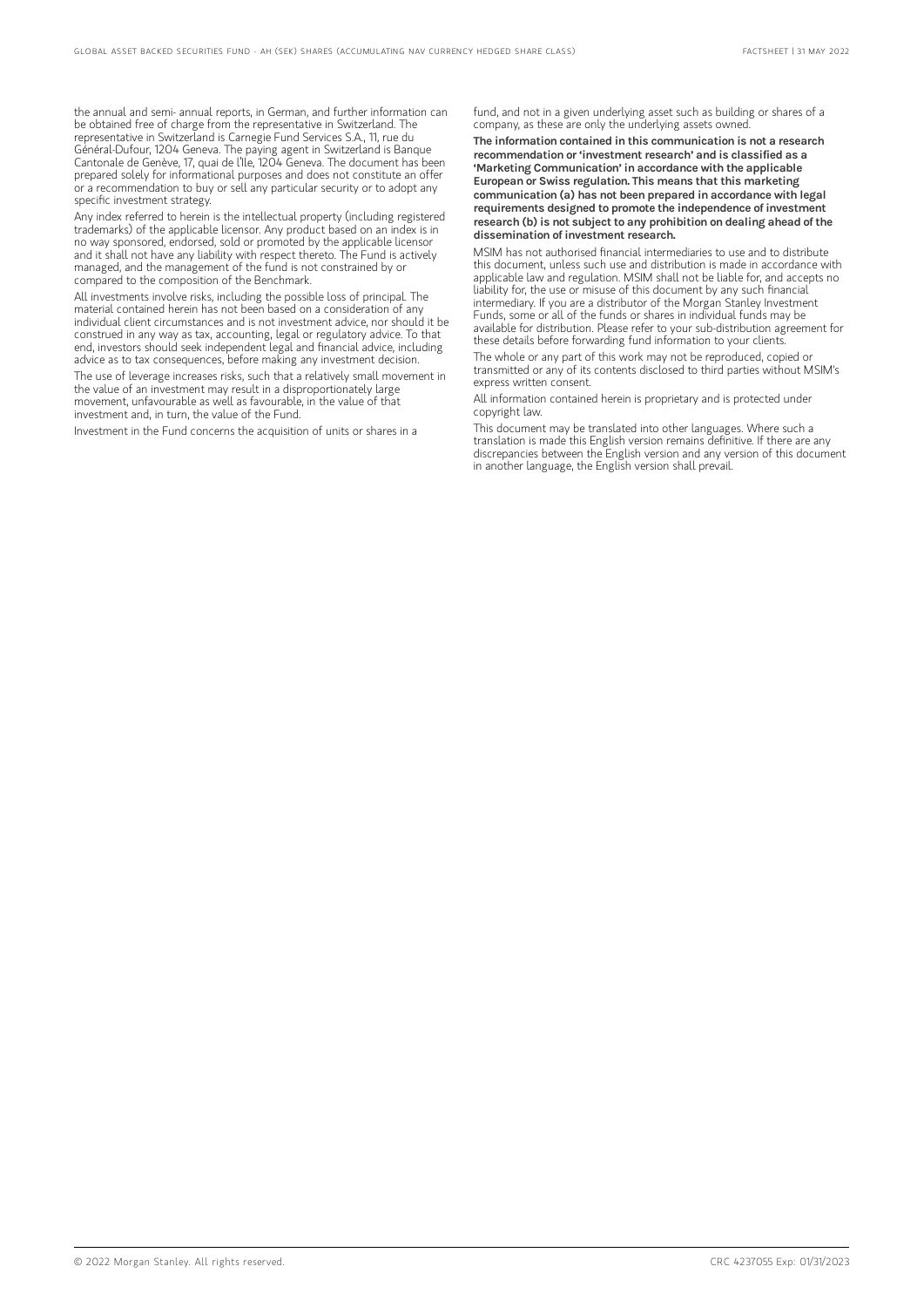the annual and semi- annual reports, in German, and further information can be obtained free of charge from the representative in Switzerland. The representative in Switzerland is Carnegie Fund Services S.A., 11, rue du Général-Dufour, 1204 Geneva. The paying agent in Switzerland is Banque Cantonale de Genève, 17, quai de l'Ile, 1204 Geneva. The document has been prepared solely for informational purposes and does not constitute an offer or a recommendation to buy or sell any particular security or to adopt any specific investment strategy.

Any index referred to herein is the intellectual property (including registered trademarks) of the applicable licensor. Any product based on an index is in no way sponsored, endorsed, sold or promoted by the applicable licensor and it shall not have any liability with respect thereto. The Fund is actively managed, and the management of the fund is not constrained by or compared to the composition of the Benchmark.

All investments involve risks, including the possible loss of principal. The material contained herein has not been based on a consideration of any individual client circumstances and is not investment advice, nor should it be construed in any way as tax, accounting, legal or regulatory advice. To that end, investors should seek independent legal and financial advice, including advice as to tax consequences, before making any investment decision.

The use of leverage increases risks, such that a relatively small movement in the value of an investment may result in a disproportionately large movement, unfavourable as well as favourable, in the value of that investment and, in turn, the value of the Fund.

Investment in the Fund concerns the acquisition of units or shares in a fund, and not in a given underlying asset such as building or shares of a company, as these are only the underlying assets owned.

**The information contained in this communication is not a research recommendation or 'investment research' and is classified as a 'Marketing Communication' in accordance with the applicable European or Swiss regulation. This means that this marketing communication (a) has not been prepared in accordance with legal requirements designed to promote the independence of investment research (b) is not subject to any prohibition on dealing ahead of the dissemination of investment research.**

MSIM has not authorised financial intermediaries to use and to distribute this document, unless such use and distribution is made in accordance with applicable law and regulation. MSIM shall not be liable for, and accepts no liability for, the use or misuse of this document by any such financial intermediary. If you are a distributor of the Morgan Stanley Investment Funds, some or all of the funds or shares in individual funds may be available for distribution. Please refer to your sub-distribution agreement for these details before forwarding fund information to your clients.

The whole or any part of this work may not be reproduced, copied or transmitted or any of its contents disclosed to third parties without MSIM's express written consent.

All information contained herein is proprietary and is protected under copyright law.

This document may be translated into other languages. Where such a translation is made this English version remains definitive. If there are any discrepancies between the English version and any version of this document in another language, the English version shall prevail.

© 2022 Morgan Stanley. All rights reserved.

CRC 4237055 Exp: 01/31/2023